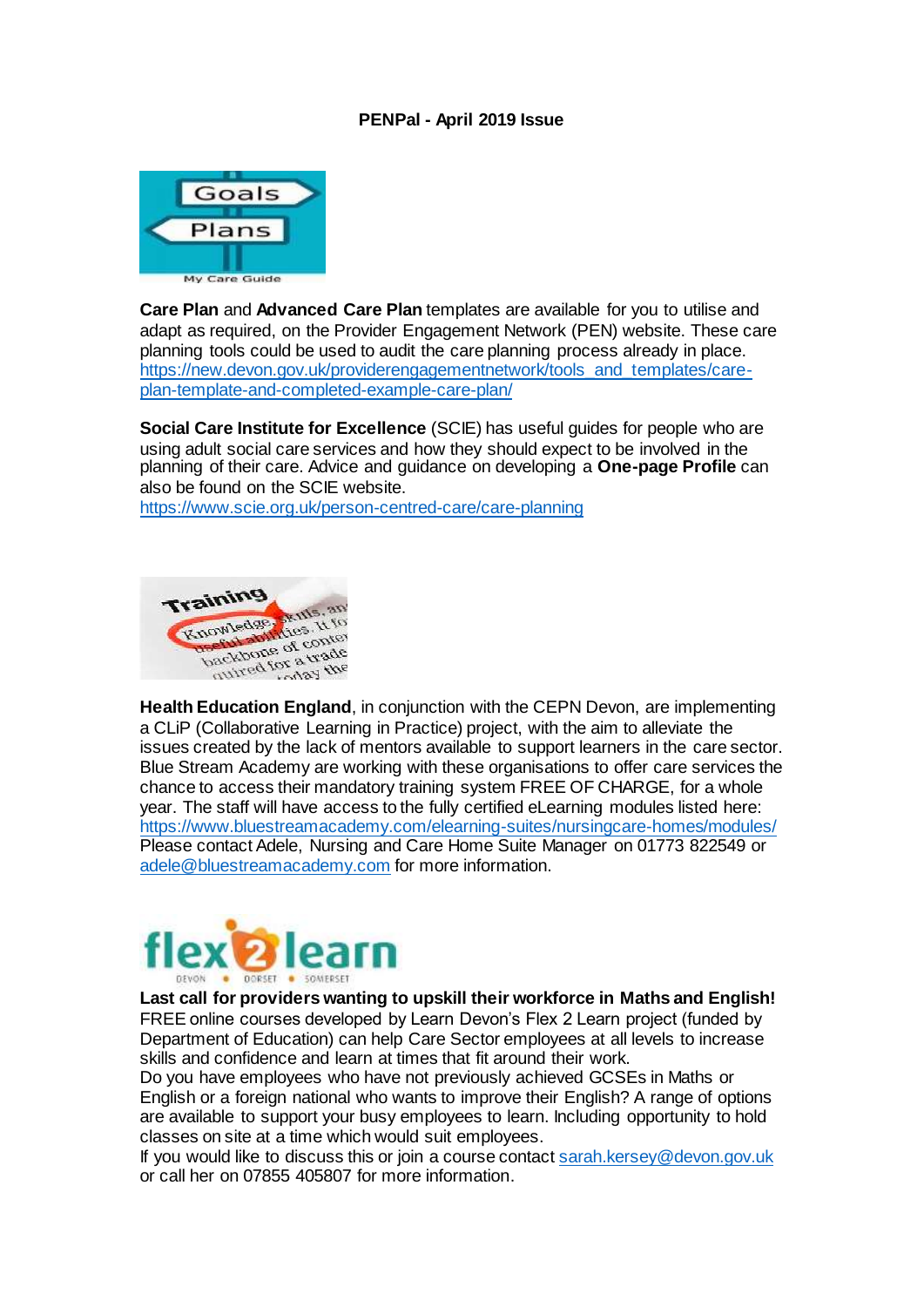**PENPal - April 2019 Issue**

**Care Plan** and **Advanced Care Plan** templates are available for you to utilise and adapt as required, on the Provider Engagement Network (PEN) website. These care planning tools could be used to audit the care planning process already in place. https://new.devon.gov.uk/providerengagementnetwork/tools_and_templates/care-plan-template-and-completed-example-care-plan/

**Social Care Institute for Excellence** (SCIE) has useful guides for people who are using adult social care services and how they should expect to be involved in the planning of their care. Advice and guidance on developing a **One-page Profile** can also be found on the SCIE website.
https://www.scie.org.uk/person-centred-care/care-planning

**Health Education England**, in conjunction with the CEPN Devon, are implementing a CLiP (Collaborative Learning in Practice) project, with the aim to alleviate the issues created by the lack of mentors available to support learners in the care sector. Blue Stream Academy are working with these organisations to offer care services the chance to access their mandatory training system FREE OF CHARGE, for a whole year. The staff will have access to the fully certified eLearning modules listed here: https://www.bluestreamacademy.com/elearning-suites/nursingcare-homes/modules/
Please contact Adele, Nursing and Care Home Suite Manager on 01773 822549 or adele@bluestreamacademy.com for more information.

**Last call for providers wanting to upskill their workforce in Maths and English!**
FREE online courses developed by Learn Devon's Flex 2 Learn project (funded by Department of Education) can help Care Sector employees at all levels to increase skills and confidence and learn at times that fit around their work.
Do you have employees who have not previously achieved GCSEs in Maths or English or a foreign national who wants to improve their English? A range of options are available to support your busy employees to learn. Including opportunity to hold classes on site at a time which would suit employees.
If you would like to discuss this or join a course contact sarah.kersey@devon.gov.uk or call her on 07855 405807 for more information.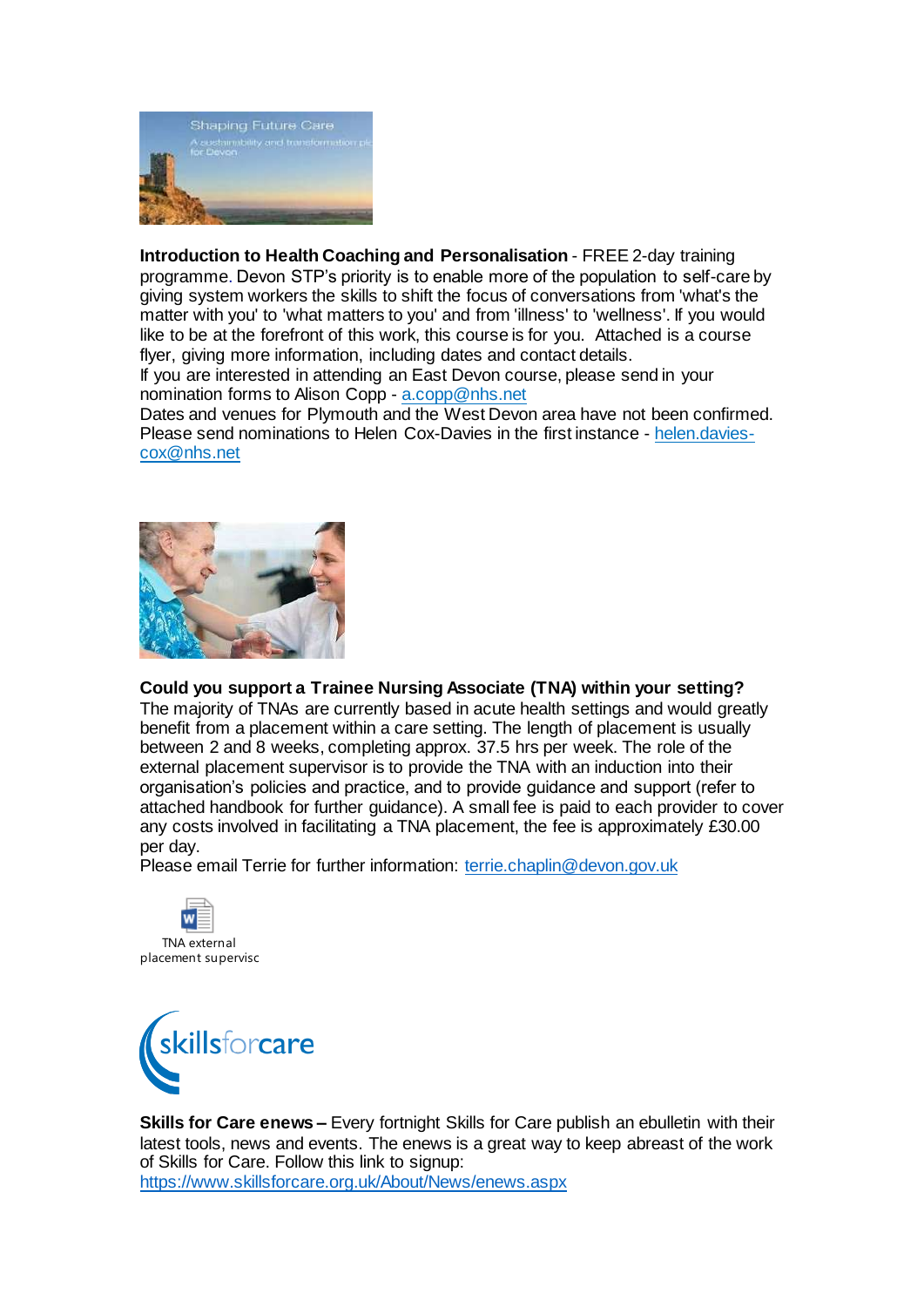**Introduction to Health Coaching and Personalisation** - FREE 2-day training programme. Devon STP's priority is to enable more of the population to self-care by giving system workers the skills to shift the focus of conversations from 'what's the matter with you' to 'what matters to you' and from 'illness' to 'wellness'. If you would like to be at the forefront of this work, this course is for you. Attached is a course flyer, giving more information, including dates and contact details.
If you are interested in attending an East Devon course, please send in your nomination forms to Alison Copp - a.copp@nhs.net
Dates and venues for Plymouth and the West Devon area have not been confirmed. Please send nominations to Helen Cox-Davies in the first instance - helen.davies-cox@nhs.net

**Could you support a Trainee Nursing Associate (TNA) within your setting?**
The majority of TNAs are currently based in acute health settings and would greatly benefit from a placement within a care setting. The length of placement is usually between 2 and 8 weeks, completing approx. 37.5 hrs per week. The role of the external placement supervisor is to provide the TNA with an induction into their organisation's policies and practice, and to provide guidance and support (refer to attached handbook for further guidance). A small fee is paid to each provider to cover any costs involved in facilitating a TNA placement, the fee is approximately £30.00 per day.
Please email Terrie for further information: terrie.chaplin@devon.gov.uk

TNA external placement supervisc

**Skills for Care enews –** Every fortnight Skills for Care publish an ebulletin with their latest tools, news and events. The enews is a great way to keep abreast of the work of Skills for Care. Follow this link to signup:
https://www.skillsforcare.org.uk/About/News/enews.aspx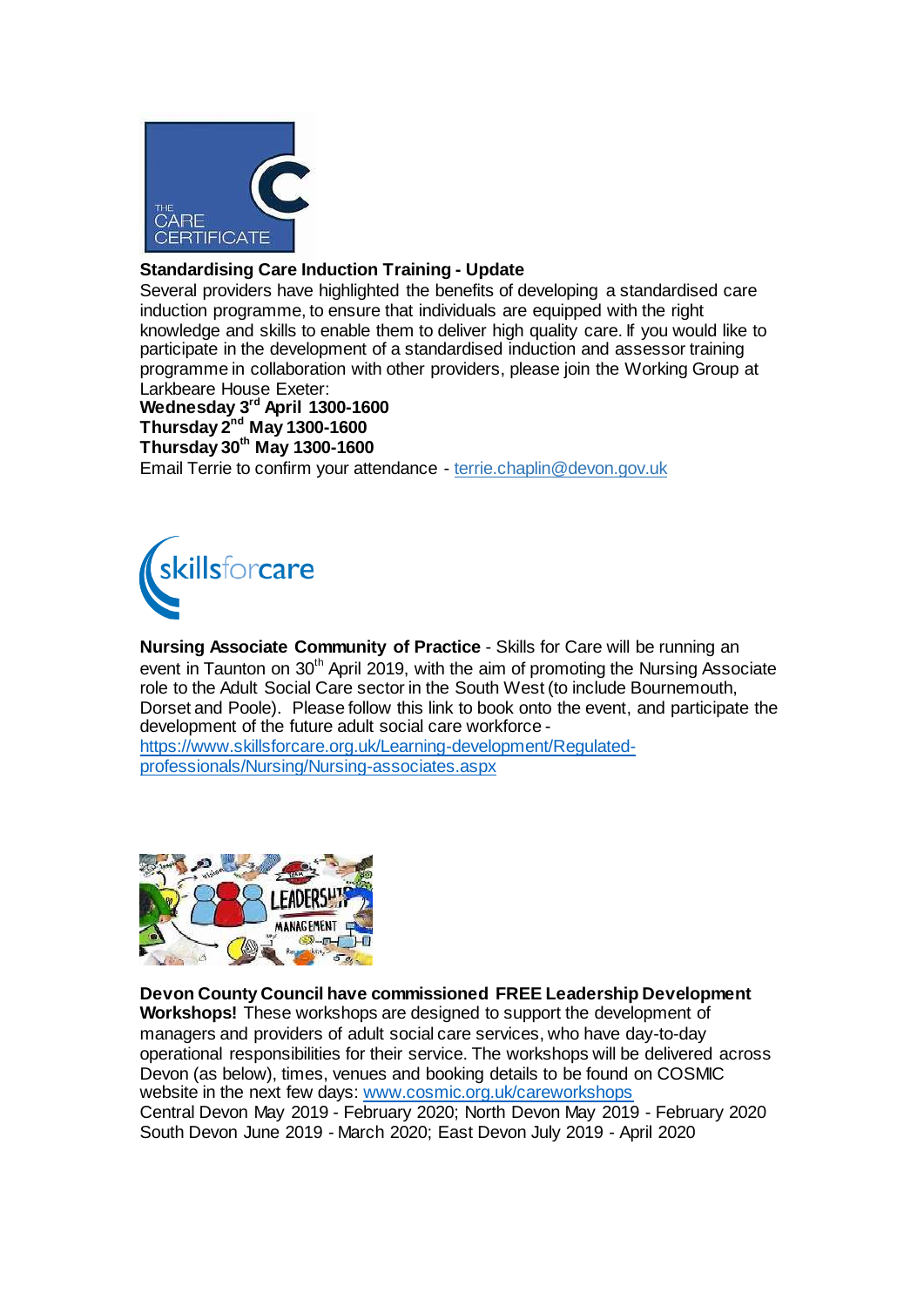**Standardising Care Induction Training - Update**
Several providers have highlighted the benefits of developing a standardised care induction programme, to ensure that individuals are equipped with the right knowledge and skills to enable them to deliver high quality care. If you would like to participate in the development of a standardised induction and assessor training programme in collaboration with other providers, please join the Working Group at Larkbeare House Exeter:

**Wednesday 3rd April 1300-1600**
**Thursday 2nd May 1300-1600**
**Thursday 30th May 1300-1600**

Email Terrie to confirm your attendance - terrie.chaplin@devon.gov.uk

**Nursing Associate Community of Practice** - Skills for Care will be running an event in Taunton on 30th April 2019, with the aim of promoting the Nursing Associate role to the Adult Social Care sector in the South West (to include Bournemouth, Dorset and Poole). Please follow this link to book onto the event, and participate the development of the future adult social care workforce - https://www.skillsforcare.org.uk/Learning-development/Regulated-professionals/Nursing/Nursing-associates.aspx

**Devon County Council have commissioned FREE Leadership Development Workshops!** These workshops are designed to support the development of managers and providers of adult social care services, who have day-to-day operational responsibilities for their service. The workshops will be delivered across Devon (as below), times, venues and booking details to be found on COSMIC website in the next few days: www.cosmic.org.uk/careworkshops
Central Devon May 2019 - February 2020; North Devon May 2019 - February 2020
South Devon June 2019 - March 2020; East Devon July 2019 - April 2020